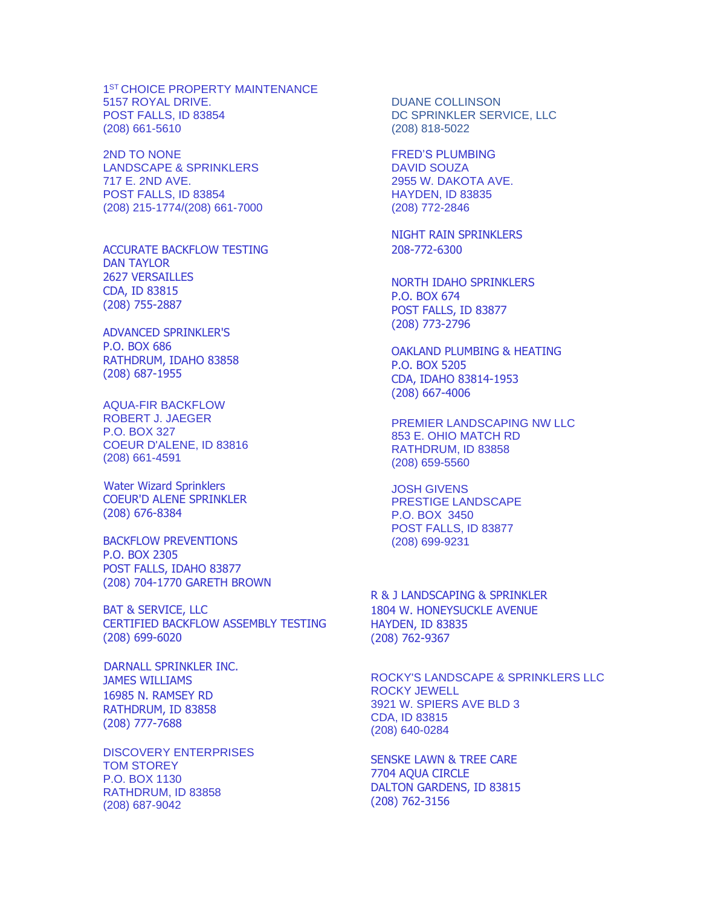1[ST] CHOICE PROPERTY MAINTENANCE
5157 ROYAL DRIVE.
POST FALLS, ID 83854
(208) 661-5610

2ND TO NONE
LANDSCAPE & SPRINKLERS
717 E. 2ND AVE.
POST FALLS, ID 83854
(208) 215-1774/(208) 661-7000

ACCURATE BACKFLOW TESTING
DAN TAYLOR
2627 VERSAILLES
CDA, ID 83815
(208) 755-2887

ADVANCED SPRINKLER'S
P.O. BOX 686
RATHDRUM, IDAHO 83858
(208) 687-1955

AQUA-FIR BACKFLOW
ROBERT J. JAEGER
P.O. BOX 327
COEUR D'ALENE, ID 83816
(208) 661-4591

Water Wizard Sprinklers
COEUR'D ALENE SPRINKLER
(208) 676-8384

BACKFLOW PREVENTIONS
P.O. BOX 2305
POST FALLS, IDAHO 83877
(208) 704-1770 GARETH BROWN

BAT & SERVICE, LLC
CERTIFIED BACKFLOW ASSEMBLY TESTING
(208) 699-6020

DARNALL SPRINKLER INC.
JAMES WILLIAMS
16985 N. RAMSEY RD
RATHDRUM, ID 83858
(208) 777-7688

DISCOVERY ENTERPRISES
TOM STOREY
P.O. BOX 1130
RATHDRUM, ID 83858
(208) 687-9042

DUANE COLLINSON
DC SPRINKLER SERVICE, LLC
(208) 818-5022

FRED'S PLUMBING
DAVID SOUZA
2955 W. DAKOTA AVE.
HAYDEN, ID 83835
(208) 772-2846

NIGHT RAIN SPRINKLERS
208-772-6300

NORTH IDAHO SPRINKLERS
P.O. BOX 674
POST FALLS, ID 83877
(208) 773-2796

OAKLAND PLUMBING & HEATING
P.O. BOX 5205
CDA, IDAHO 83814-1953
(208) 667-4006

PREMIER LANDSCAPING NW LLC
853 E. OHIO MATCH RD
RATHDRUM, ID 83858
(208) 659-5560

JOSH GIVENS
PRESTIGE LANDSCAPE
P.O. BOX 3450
POST FALLS, ID 83877
(208) 699-9231

R & J LANDSCAPING & SPRINKLER
1804 W. HONEYSUCKLE AVENUE
HAYDEN, ID 83835
(208) 762-9367

ROCKY'S LANDSCAPE & SPRINKLERS LLC
ROCKY JEWELL
3921 W. SPIERS AVE BLD 3
CDA, ID 83815
(208) 640-0284

SENSKE LAWN & TREE CARE
7704 AQUA CIRCLE
DALTON GARDENS, ID 83815
(208) 762-3156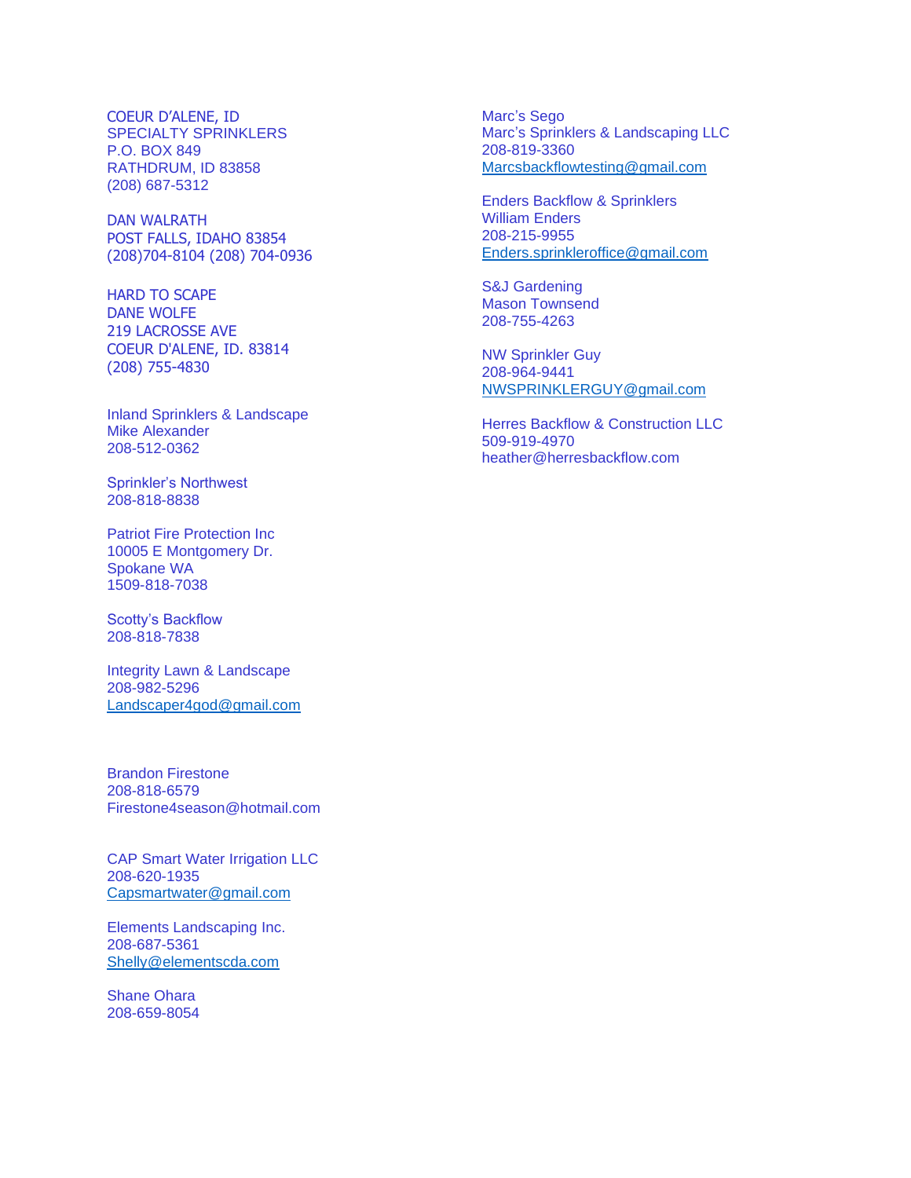COEUR D'ALENE, ID
SPECIALTY SPRINKLERS
P.O. BOX 849
RATHDRUM, ID 83858
(208) 687-5312

DAN WALRATH
POST FALLS, IDAHO 83854
(208)704-8104 (208) 704-0936

HARD TO SCAPE
DANE WOLFE
219 LACROSSE AVE
COEUR D'ALENE, ID. 83814
(208) 755-4830

Inland Sprinklers & Landscape
Mike Alexander
208-512-0362

Sprinkler's Northwest
208-818-8838

Patriot Fire Protection Inc
10005 E Montgomery Dr.
Spokane WA
1509-818-7038

Scotty's Backflow
208-818-7838

Integrity Lawn & Landscape
208-982-5296
Landscaper4god@gmail.com

Brandon Firestone
208-818-6579
Firestone4season@hotmail.com

CAP Smart Water Irrigation LLC
208-620-1935
Capsmartwater@gmail.com

Elements Landscaping Inc.
208-687-5361
Shelly@elementscda.com

Shane Ohara
208-659-8054

Marc's Sego
Marc's Sprinklers & Landscaping LLC
208-819-3360
Marcsbackflowtesting@gmail.com

Enders Backflow & Sprinklers
William Enders
208-215-9955
Enders.sprinkleroffice@gmail.com

S&J Gardening
Mason Townsend
208-755-4263

NW Sprinkler Guy
208-964-9441
NWSPRINKLERGUY@gmail.com

Herres Backflow & Construction LLC
509-919-4970
heather@herresbackflow.com